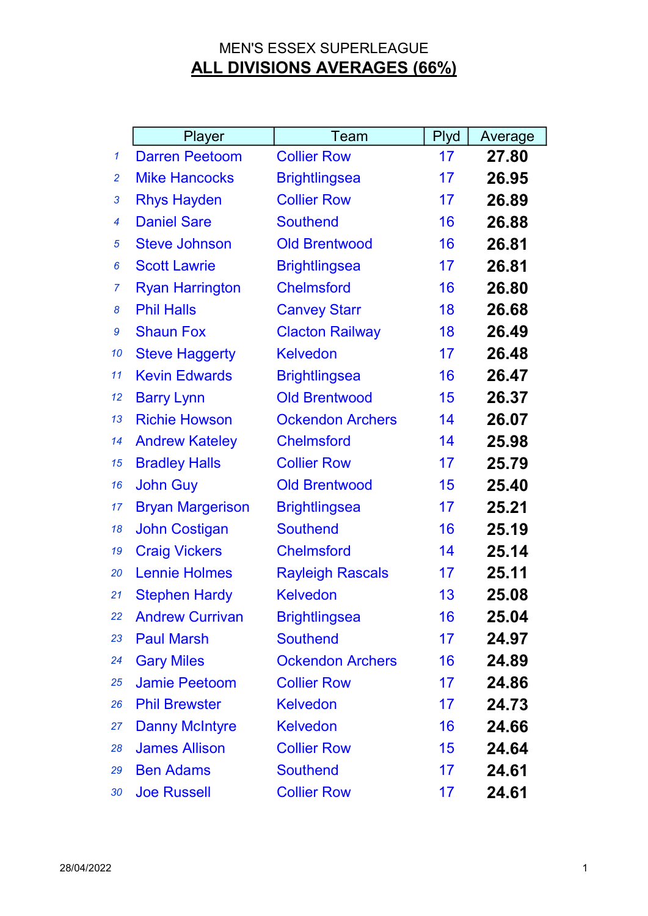MEN'S ESSEX SUPERLEAGUE

## ALL DIVISIONS AVERAGES (66%)

| | Player | Team | Plyd | Average |
|---|---|---|---|---|
| 1 | Darren Peetoom | Collier Row | 17 | **27.80** |
| 2 | Mike Hancocks | Brightlingsea | 17 | **26.95** |
| 3 | Rhys Hayden | Collier Row | 17 | **26.89** |
| 4 | Daniel Sare | Southend | 16 | **26.88** |
| 5 | Steve Johnson | Old Brentwood | 16 | **26.81** |
| 6 | Scott Lawrie | Brightlingsea | 17 | **26.81** |
| 7 | Ryan Harrington | Chelmsford | 16 | **26.80** |
| 8 | Phil Halls | Canvey Starr | 18 | **26.68** |
| 9 | Shaun Fox | Clacton Railway | 18 | **26.49** |
| 10 | Steve Haggerty | Kelvedon | 17 | **26.48** |
| 11 | Kevin Edwards | Brightlingsea | 16 | **26.47** |
| 12 | Barry Lynn | Old Brentwood | 15 | **26.37** |
| 13 | Richie Howson | Ockendon Archers | 14 | **26.07** |
| 14 | Andrew Kateley | Chelmsford | 14 | **25.98** |
| 15 | Bradley Halls | Collier Row | 17 | **25.79** |
| 16 | John Guy | Old Brentwood | 15 | **25.40** |
| 17 | Bryan Margerison | Brightlingsea | 17 | **25.21** |
| 18 | John Costigan | Southend | 16 | **25.19** |
| 19 | Craig Vickers | Chelmsford | 14 | **25.14** |
| 20 | Lennie Holmes | Rayleigh Rascals | 17 | **25.11** |
| 21 | Stephen Hardy | Kelvedon | 13 | **25.08** |
| 22 | Andrew Currivan | Brightlingsea | 16 | **25.04** |
| 23 | Paul Marsh | Southend | 17 | **24.97** |
| 24 | Gary Miles | Ockendon Archers | 16 | **24.89** |
| 25 | Jamie Peetoom | Collier Row | 17 | **24.86** |
| 26 | Phil Brewster | Kelvedon | 17 | **24.73** |
| 27 | Danny McIntyre | Kelvedon | 16 | **24.66** |
| 28 | James Allison | Collier Row | 15 | **24.64** |
| 29 | Ben Adams | Southend | 17 | **24.61** |
| 30 | Joe Russell | Collier Row | 17 | **24.61** |

28/04/2022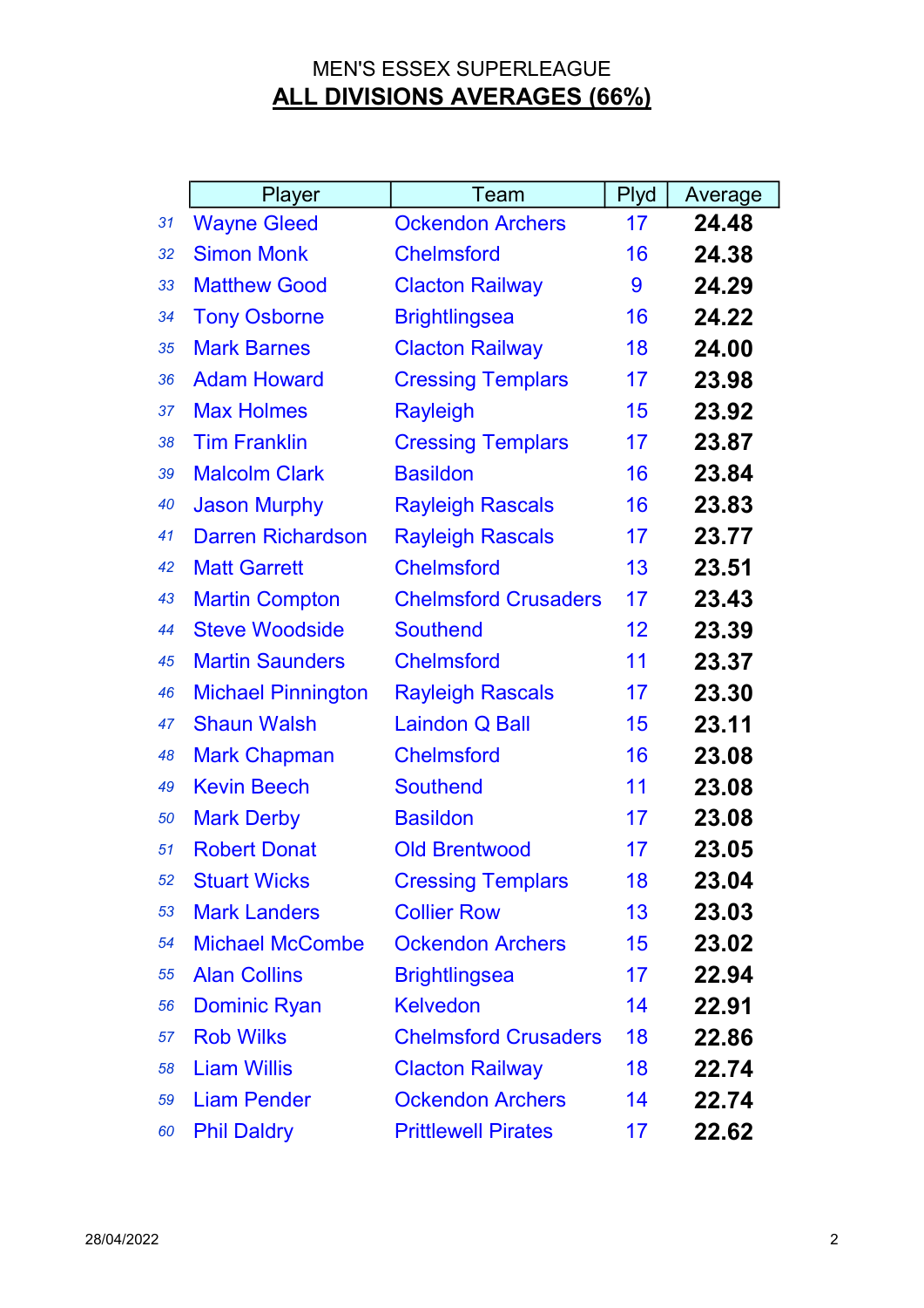MEN'S ESSEX SUPERLEAGUE

## ALL DIVISIONS AVERAGES (66%)

| | Player | Team | Plyd | Average |
|---|---|---|---|---|
| 31 | Wayne Gleed | Ockendon Archers | 17 | **24.48** |
| 32 | Simon Monk | Chelmsford | 16 | **24.38** |
| 33 | Matthew Good | Clacton Railway | 9 | **24.29** |
| 34 | Tony Osborne | Brightlingsea | 16 | **24.22** |
| 35 | Mark Barnes | Clacton Railway | 18 | **24.00** |
| 36 | Adam Howard | Cressing Templars | 17 | **23.98** |
| 37 | Max Holmes | Rayleigh | 15 | **23.92** |
| 38 | Tim Franklin | Cressing Templars | 17 | **23.87** |
| 39 | Malcolm Clark | Basildon | 16 | **23.84** |
| 40 | Jason Murphy | Rayleigh Rascals | 16 | **23.83** |
| 41 | Darren Richardson | Rayleigh Rascals | 17 | **23.77** |
| 42 | Matt Garrett | Chelmsford | 13 | **23.51** |
| 43 | Martin Compton | Chelmsford Crusaders | 17 | **23.43** |
| 44 | Steve Woodside | Southend | 12 | **23.39** |
| 45 | Martin Saunders | Chelmsford | 11 | **23.37** |
| 46 | Michael Pinnington | Rayleigh Rascals | 17 | **23.30** |
| 47 | Shaun Walsh | Laindon Q Ball | 15 | **23.11** |
| 48 | Mark Chapman | Chelmsford | 16 | **23.08** |
| 49 | Kevin Beech | Southend | 11 | **23.08** |
| 50 | Mark Derby | Basildon | 17 | **23.08** |
| 51 | Robert Donat | Old Brentwood | 17 | **23.05** |
| 52 | Stuart Wicks | Cressing Templars | 18 | **23.04** |
| 53 | Mark Landers | Collier Row | 13 | **23.03** |
| 54 | Michael McCombe | Ockendon Archers | 15 | **23.02** |
| 55 | Alan Collins | Brightlingsea | 17 | **22.94** |
| 56 | Dominic Ryan | Kelvedon | 14 | **22.91** |
| 57 | Rob Wilks | Chelmsford Crusaders | 18 | **22.86** |
| 58 | Liam Willis | Clacton Railway | 18 | **22.74** |
| 59 | Liam Pender | Ockendon Archers | 14 | **22.74** |
| 60 | Phil Daldry | Prittlewell Pirates | 17 | **22.62** |

28/04/2022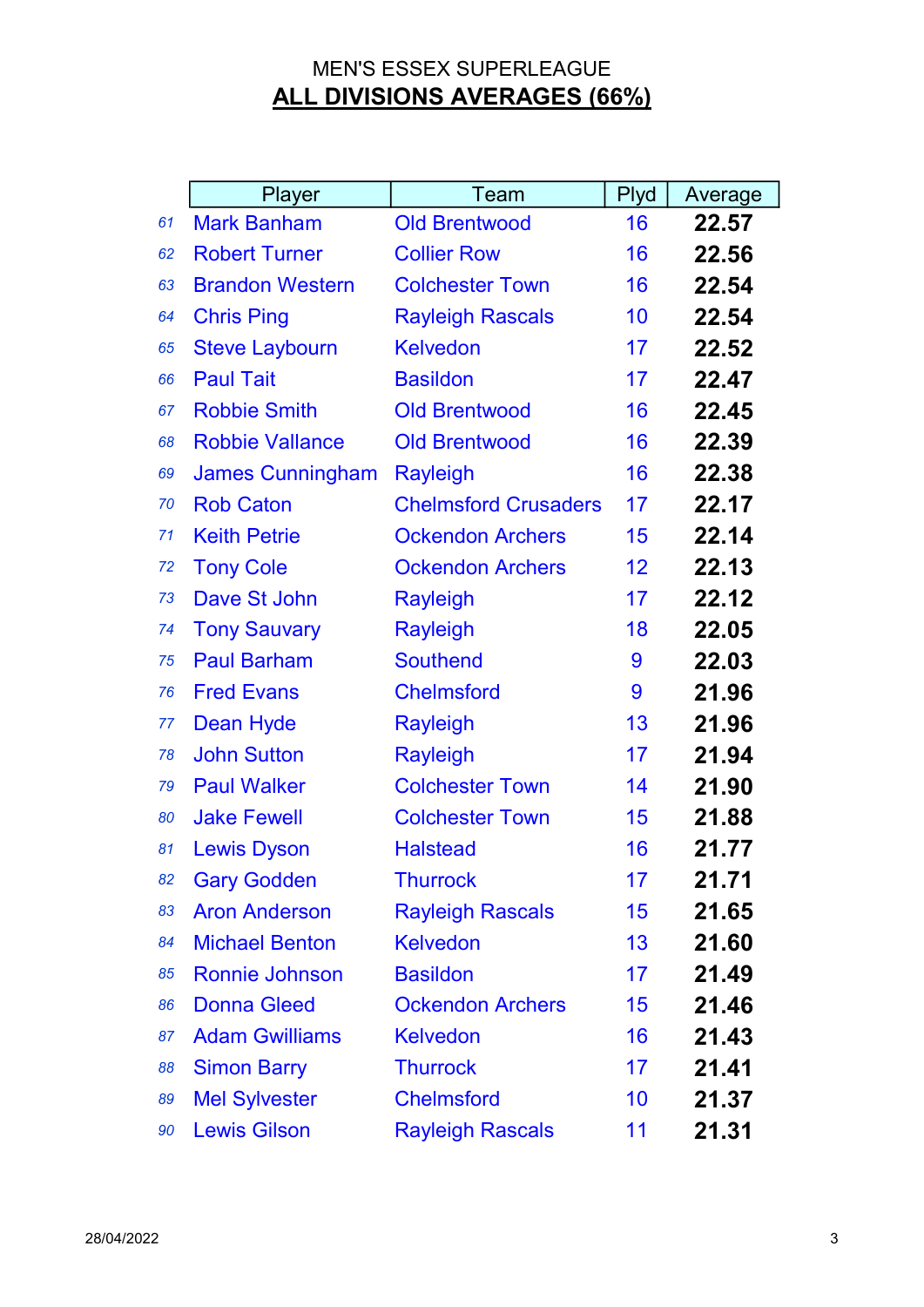MEN'S ESSEX SUPERLEAGUE

## ALL DIVISIONS AVERAGES (66%)

| | Player | Team | Plyd | Average |
|---|---|---|---|---|
| 61 | Mark Banham | Old Brentwood | 16 | **22.57** |
| 62 | Robert Turner | Collier Row | 16 | **22.56** |
| 63 | Brandon Western | Colchester Town | 16 | **22.54** |
| 64 | Chris Ping | Rayleigh Rascals | 10 | **22.54** |
| 65 | Steve Laybourn | Kelvedon | 17 | **22.52** |
| 66 | Paul Tait | Basildon | 17 | **22.47** |
| 67 | Robbie Smith | Old Brentwood | 16 | **22.45** |
| 68 | Robbie Vallance | Old Brentwood | 16 | **22.39** |
| 69 | James Cunningham | Rayleigh | 16 | **22.38** |
| 70 | Rob Caton | Chelmsford Crusaders | 17 | **22.17** |
| 71 | Keith Petrie | Ockendon Archers | 15 | **22.14** |
| 72 | Tony Cole | Ockendon Archers | 12 | **22.13** |
| 73 | Dave St John | Rayleigh | 17 | **22.12** |
| 74 | Tony Sauvary | Rayleigh | 18 | **22.05** |
| 75 | Paul Barham | Southend | 9 | **22.03** |
| 76 | Fred Evans | Chelmsford | 9 | **21.96** |
| 77 | Dean Hyde | Rayleigh | 13 | **21.96** |
| 78 | John Sutton | Rayleigh | 17 | **21.94** |
| 79 | Paul Walker | Colchester Town | 14 | **21.90** |
| 80 | Jake Fewell | Colchester Town | 15 | **21.88** |
| 81 | Lewis Dyson | Halstead | 16 | **21.77** |
| 82 | Gary Godden | Thurrock | 17 | **21.71** |
| 83 | Aron Anderson | Rayleigh Rascals | 15 | **21.65** |
| 84 | Michael Benton | Kelvedon | 13 | **21.60** |
| 85 | Ronnie Johnson | Basildon | 17 | **21.49** |
| 86 | Donna Gleed | Ockendon Archers | 15 | **21.46** |
| 87 | Adam Gwilliams | Kelvedon | 16 | **21.43** |
| 88 | Simon Barry | Thurrock | 17 | **21.41** |
| 89 | Mel Sylvester | Chelmsford | 10 | **21.37** |
| 90 | Lewis Gilson | Rayleigh Rascals | 11 | **21.31** |

28/04/2022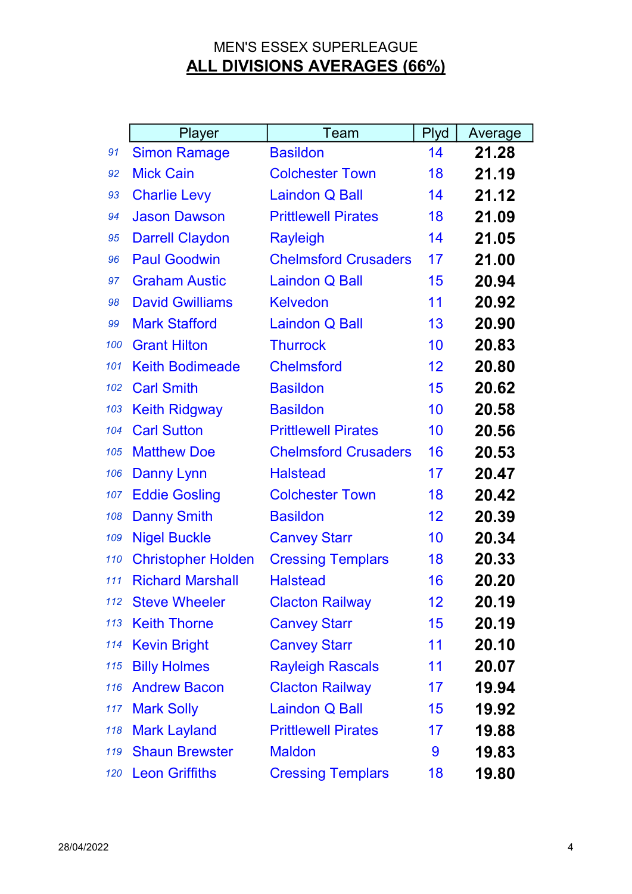MEN'S ESSEX SUPERLEAGUE

**ALL DIVISIONS AVERAGES (66%)**

| | Player | Team | Plyd | Average |
|---|---|---|---|---|
| 91 | Simon Ramage | Basildon | 14 | **21.28** |
| 92 | Mick Cain | Colchester Town | 18 | **21.19** |
| 93 | Charlie Levy | Laindon Q Ball | 14 | **21.12** |
| 94 | Jason Dawson | Prittlewell Pirates | 18 | **21.09** |
| 95 | Darrell Claydon | Rayleigh | 14 | **21.05** |
| 96 | Paul Goodwin | Chelmsford Crusaders | 17 | **21.00** |
| 97 | Graham Austic | Laindon Q Ball | 15 | **20.94** |
| 98 | David Gwilliams | Kelvedon | 11 | **20.92** |
| 99 | Mark Stafford | Laindon Q Ball | 13 | **20.90** |
| 100 | Grant Hilton | Thurrock | 10 | **20.83** |
| 101 | Keith Bodimeade | Chelmsford | 12 | **20.80** |
| 102 | Carl Smith | Basildon | 15 | **20.62** |
| 103 | Keith Ridgway | Basildon | 10 | **20.58** |
| 104 | Carl Sutton | Prittlewell Pirates | 10 | **20.56** |
| 105 | Matthew Doe | Chelmsford Crusaders | 16 | **20.53** |
| 106 | Danny Lynn | Halstead | 17 | **20.47** |
| 107 | Eddie Gosling | Colchester Town | 18 | **20.42** |
| 108 | Danny Smith | Basildon | 12 | **20.39** |
| 109 | Nigel Buckle | Canvey Starr | 10 | **20.34** |
| 110 | Christopher Holden | Cressing Templars | 18 | **20.33** |
| 111 | Richard Marshall | Halstead | 16 | **20.20** |
| 112 | Steve Wheeler | Clacton Railway | 12 | **20.19** |
| 113 | Keith Thorne | Canvey Starr | 15 | **20.19** |
| 114 | Kevin Bright | Canvey Starr | 11 | **20.10** |
| 115 | Billy Holmes | Rayleigh Rascals | 11 | **20.07** |
| 116 | Andrew Bacon | Clacton Railway | 17 | **19.94** |
| 117 | Mark Solly | Laindon Q Ball | 15 | **19.92** |
| 118 | Mark Layland | Prittlewell Pirates | 17 | **19.88** |
| 119 | Shaun Brewster | Maldon | 9 | **19.83** |
| 120 | Leon Griffiths | Cressing Templars | 18 | **19.80** |

28/04/2022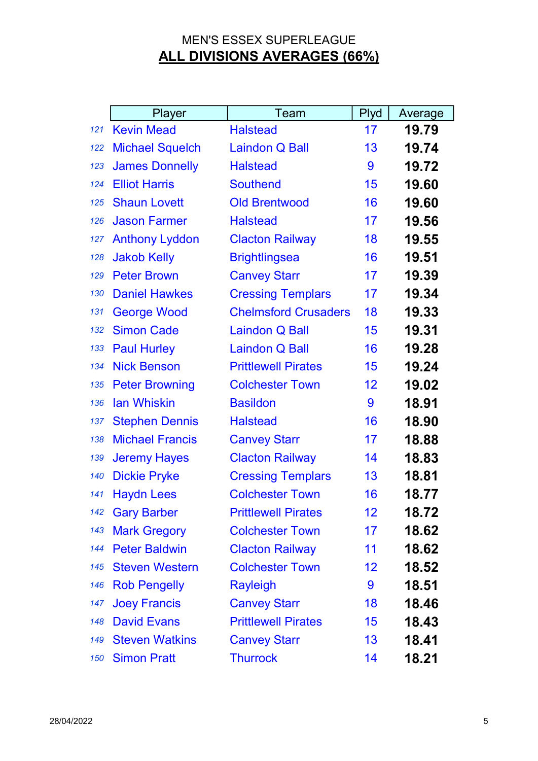MEN'S ESSEX SUPERLEAGUE

## ALL DIVISIONS AVERAGES (66%)

| | Player | Team | Plyd | Average |
|---|---|---|---|---|
| 121 | Kevin Mead | Halstead | 17 | **19.79** |
| 122 | Michael Squelch | Laindon Q Ball | 13 | **19.74** |
| 123 | James Donnelly | Halstead | 9 | **19.72** |
| 124 | Elliot Harris | Southend | 15 | **19.60** |
| 125 | Shaun Lovett | Old Brentwood | 16 | **19.60** |
| 126 | Jason Farmer | Halstead | 17 | **19.56** |
| 127 | Anthony Lyddon | Clacton Railway | 18 | **19.55** |
| 128 | Jakob Kelly | Brightlingsea | 16 | **19.51** |
| 129 | Peter Brown | Canvey Starr | 17 | **19.39** |
| 130 | Daniel Hawkes | Cressing Templars | 17 | **19.34** |
| 131 | George Wood | Chelmsford Crusaders | 18 | **19.33** |
| 132 | Simon Cade | Laindon Q Ball | 15 | **19.31** |
| 133 | Paul Hurley | Laindon Q Ball | 16 | **19.28** |
| 134 | Nick Benson | Prittlewell Pirates | 15 | **19.24** |
| 135 | Peter Browning | Colchester Town | 12 | **19.02** |
| 136 | Ian Whiskin | Basildon | 9 | **18.91** |
| 137 | Stephen Dennis | Halstead | 16 | **18.90** |
| 138 | Michael Francis | Canvey Starr | 17 | **18.88** |
| 139 | Jeremy Hayes | Clacton Railway | 14 | **18.83** |
| 140 | Dickie Pryke | Cressing Templars | 13 | **18.81** |
| 141 | Haydn Lees | Colchester Town | 16 | **18.77** |
| 142 | Gary Barber | Prittlewell Pirates | 12 | **18.72** |
| 143 | Mark Gregory | Colchester Town | 17 | **18.62** |
| 144 | Peter Baldwin | Clacton Railway | 11 | **18.62** |
| 145 | Steven Western | Colchester Town | 12 | **18.52** |
| 146 | Rob Pengelly | Rayleigh | 9 | **18.51** |
| 147 | Joey Francis | Canvey Starr | 18 | **18.46** |
| 148 | David Evans | Prittlewell Pirates | 15 | **18.43** |
| 149 | Steven Watkins | Canvey Starr | 13 | **18.41** |
| 150 | Simon Pratt | Thurrock | 14 | **18.21** |

28/04/2022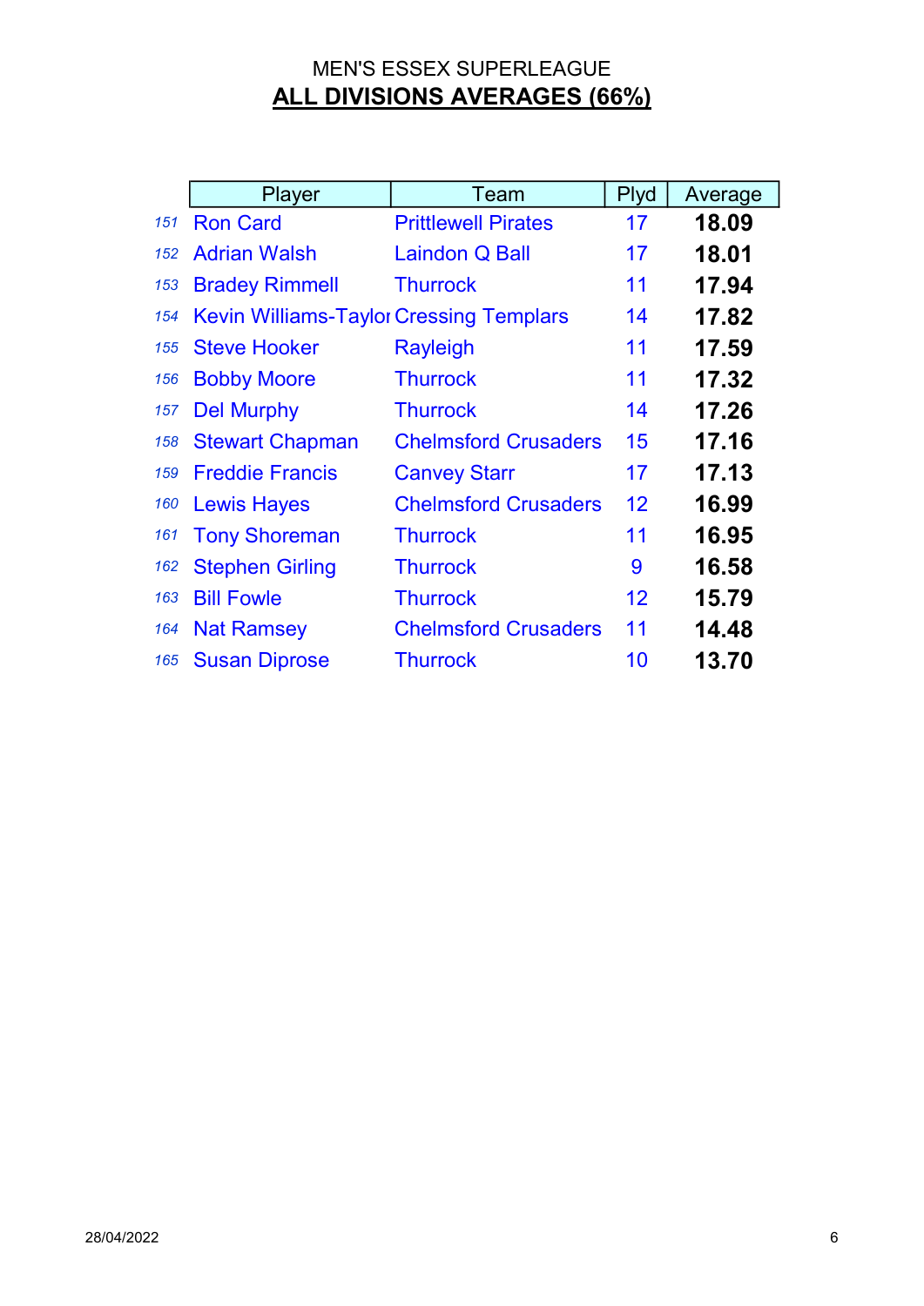MEN'S ESSEX SUPERLEAGUE

## ALL DIVISIONS AVERAGES (66%)

| | Player | Team | Plyd | Average |
|---|---|---|---|---|
| 151 | Ron Card | Prittlewell Pirates | 17 | **18.09** |
| 152 | Adrian Walsh | Laindon Q Ball | 17 | **18.01** |
| 153 | Bradey Rimmell | Thurrock | 11 | **17.94** |
| 154 | Kevin Williams-Taylor | Cressing Templars | 14 | **17.82** |
| 155 | Steve Hooker | Rayleigh | 11 | **17.59** |
| 156 | Bobby Moore | Thurrock | 11 | **17.32** |
| 157 | Del Murphy | Thurrock | 14 | **17.26** |
| 158 | Stewart Chapman | Chelmsford Crusaders | 15 | **17.16** |
| 159 | Freddie Francis | Canvey Starr | 17 | **17.13** |
| 160 | Lewis Hayes | Chelmsford Crusaders | 12 | **16.99** |
| 161 | Tony Shoreman | Thurrock | 11 | **16.95** |
| 162 | Stephen Girling | Thurrock | 9 | **16.58** |
| 163 | Bill Fowle | Thurrock | 12 | **15.79** |
| 164 | Nat Ramsey | Chelmsford Crusaders | 11 | **14.48** |
| 165 | Susan Diprose | Thurrock | 10 | **13.70** |

28/04/2022